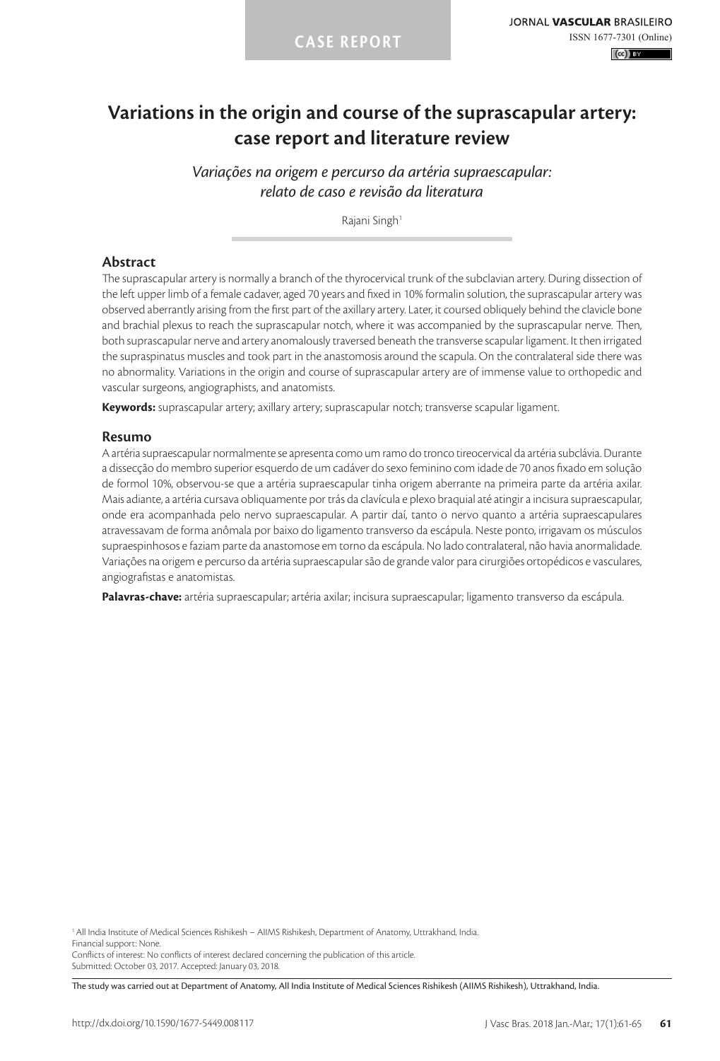CASE REPORT

# Variations in the origin and course of the suprascapular artery: case report and literature review

*Variações na origem e percurso da artéria supraescapular: relato de caso e revisão da literatura*

Rajani Singh[1]

## Abstract

The suprascapular artery is normally a branch of the thyrocervical trunk of the subclavian artery. During dissection of the left upper limb of a female cadaver, aged 70 years and fixed in 10% formalin solution, the suprascapular artery was observed aberrantly arising from the first part of the axillary artery. Later, it coursed obliquely behind the clavicle bone and brachial plexus to reach the suprascapular notch, where it was accompanied by the suprascapular nerve. Then, both suprascapular nerve and artery anomalously traversed beneath the transverse scapular ligament. It then irrigated the supraspinatus muscles and took part in the anastomosis around the scapula. On the contralateral side there was no abnormality. Variations in the origin and course of suprascapular artery are of immense value to orthopedic and vascular surgeons, angiographists, and anatomists.

**Keywords:** suprascapular artery; axillary artery; suprascapular notch; transverse scapular ligament.

## Resumo

A artéria supraescapular normalmente se apresenta como um ramo do tronco tireocervical da artéria subclávia. Durante a dissecção do membro superior esquerdo de um cadáver do sexo feminino com idade de 70 anos fixado em solução de formol 10%, observou-se que a artéria supraescapular tinha origem aberrante na primeira parte da artéria axilar. Mais adiante, a artéria cursava obliquamente por trás da clavícula e plexo braquial até atingir a incisura supraescapular, onde era acompanhada pelo nervo supraescapular. A partir daí, tanto o nervo quanto a artéria supraescapulares atravessavam de forma anômala por baixo do ligamento transverso da escápula. Neste ponto, irrigavam os músculos supraespinhosos e faziam parte da anastomose em torno da escápula. No lado contralateral, não havia anormalidade. Variações na origem e percurso da artéria supraescapular são de grande valor para cirurgiões ortopédicos e vasculares, angiografistas e anatomistas.

**Palavras-chave:** artéria supraescapular; artéria axilar; incisura supraescapular; ligamento transverso da escápula.

[1] All India Institute of Medical Sciences Rishikesh – AIIMS Rishikesh, Department of Anatomy, Uttrakhand, India.
Financial support: None.
Conflicts of interest: No conflicts of interest declared concerning the publication of this article.
Submitted: October 03, 2017. Accepted: January 03, 2018.

The study was carried out at Department of Anatomy, All India Institute of Medical Sciences Rishikesh (AIIMS Rishikesh), Uttrakhand, India.

http://dx.doi.org/10.1590/1677-5449.008117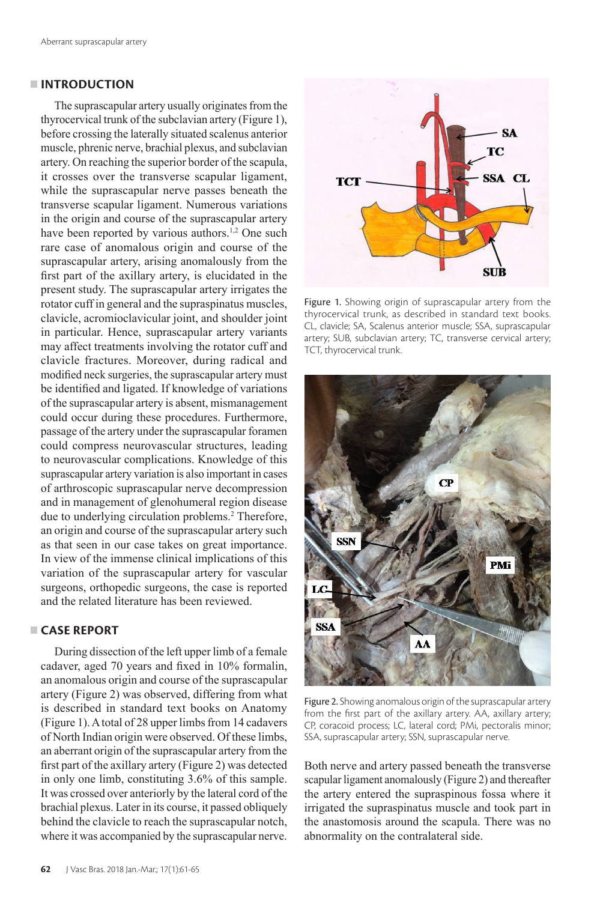## INTRODUCTION

The suprascapular artery usually originates from the thyrocervical trunk of the subclavian artery (Figure 1), before crossing the laterally situated scalenus anterior muscle, phrenic nerve, brachial plexus, and subclavian artery. On reaching the superior border of the scapula, it crosses over the transverse scapular ligament, while the suprascapular nerve passes beneath the transverse scapular ligament. Numerous variations in the origin and course of the suprascapular artery have been reported by various authors.[1,2] One such rare case of anomalous origin and course of the suprascapular artery, arising anomalously from the first part of the axillary artery, is elucidated in the present study. The suprascapular artery irrigates the rotator cuff in general and the supraspinatus muscles, clavicle, acromioclavicular joint, and shoulder joint in particular. Hence, suprascapular artery variants may affect treatments involving the rotator cuff and clavicle fractures. Moreover, during radical and modified neck surgeries, the suprascapular artery must be identified and ligated. If knowledge of variations of the suprascapular artery is absent, mismanagement could occur during these procedures. Furthermore, passage of the artery under the suprascapular foramen could compress neurovascular structures, leading to neurovascular complications. Knowledge of this suprascapular artery variation is also important in cases of arthroscopic suprascapular nerve decompression and in management of glenohumeral region disease due to underlying circulation problems.[2] Therefore, an origin and course of the suprascapular artery such as that seen in our case takes on great importance. In view of the immense clinical implications of this variation of the suprascapular artery for vascular surgeons, orthopedic surgeons, the case is reported and the related literature has been reviewed.

## CASE REPORT

During dissection of the left upper limb of a female cadaver, aged 70 years and fixed in 10% formalin, an anomalous origin and course of the suprascapular artery (Figure 2) was observed, differing from what is described in standard text books on Anatomy (Figure 1). A total of 28 upper limbs from 14 cadavers of North Indian origin were observed. Of these limbs, an aberrant origin of the suprascapular artery from the first part of the axillary artery (Figure 2) was detected in only one limb, constituting 3.6% of this sample. It was crossed over anteriorly by the lateral cord of the brachial plexus. Later in its course, it passed obliquely behind the clavicle to reach the suprascapular notch, where it was accompanied by the suprascapular nerve.

Figure 1. Showing origin of suprascapular artery from the thyrocervical trunk, as described in standard text books. CL, clavicle; SA, Scalenus anterior muscle; SSA, suprascapular artery; SUB, subclavian artery; TC, transverse cervical artery; TCT, thyrocervical trunk.

Figure 2. Showing anomalous origin of the suprascapular artery from the first part of the axillary artery. AA, axillary artery; CP, coracoid process; LC, lateral cord; PMi, pectoralis minor; SSA, suprascapular artery; SSN, suprascapular nerve.

Both nerve and artery passed beneath the transverse scapular ligament anomalously (Figure 2) and thereafter the artery entered the supraspinous fossa where it irrigated the supraspinatus muscle and took part in the anastomosis around the scapula. There was no abnormality on the contralateral side.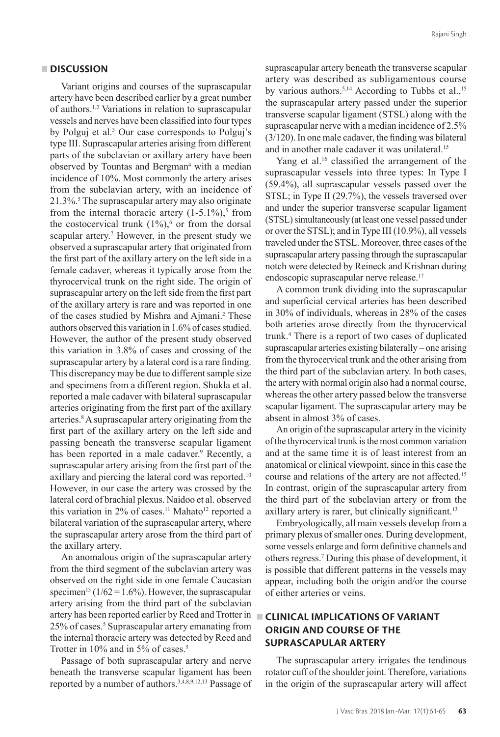## DISCUSSION

Variant origins and courses of the suprascapular artery have been described earlier by a great number of authors.[1,2] Variations in relation to suprascapular vessels and nerves have been classified into four types by Polguj et al.[3] Our case corresponds to Polguj's type III. Suprascapular arteries arising from different parts of the subclavian or axillary artery have been observed by Tountas and Bergman[4] with a median incidence of 10%. Most commonly the artery arises from the subclavian artery, with an incidence of 21.3%.[5] The suprascapular artery may also originate from the internal thoracic artery (1-5.1%),[5] from the costocervical trunk (1%),[6] or from the dorsal scapular artery.[7] However, in the present study we observed a suprascapular artery that originated from the first part of the axillary artery on the left side in a female cadaver, whereas it typically arose from the thyrocervical trunk on the right side. The origin of suprascapular artery on the left side from the first part of the axillary artery is rare and was reported in one of the cases studied by Mishra and Ajmani.[2] These authors observed this variation in 1.6% of cases studied. However, the author of the present study observed this variation in 3.8% of cases and crossing of the suprascapular artery by a lateral cord is a rare finding. This discrepancy may be due to different sample size and specimens from a different region. Shukla et al. reported a male cadaver with bilateral suprascapular arteries originating from the first part of the axillary arteries.[8] A suprascapular artery originating from the first part of the axillary artery on the left side and passing beneath the transverse scapular ligament has been reported in a male cadaver.[9] Recently, a suprascapular artery arising from the first part of the axillary and piercing the lateral cord was reported.[10] However, in our case the artery was crossed by the lateral cord of brachial plexus. Naidoo et al. observed this variation in 2% of cases.[11] Mahato[12] reported a bilateral variation of the suprascapular artery, where the suprascapular artery arose from the third part of the axillary artery.

An anomalous origin of the suprascapular artery from the third segment of the subclavian artery was observed on the right side in one female Caucasian specimen[13] (1/62 = 1.6%). However, the suprascapular artery arising from the third part of the subclavian artery has been reported earlier by Reed and Trotter in 25% of cases.[5] Suprascapular artery emanating from the internal thoracic artery was detected by Reed and Trotter in 10% and in 5% of cases.[5]

Passage of both suprascapular artery and nerve beneath the transverse scapular ligament has been reported by a number of authors.[3,4,8,9,12,13] Passage of suprascapular artery beneath the transverse scapular artery was described as subligamentous course by various authors.[5,14] According to Tubbs et al.,[15] the suprascapular artery passed under the superior transverse scapular ligament (STSL) along with the suprascapular nerve with a median incidence of 2.5% (3/120). In one male cadaver, the finding was bilateral and in another male cadaver it was unilateral.[15]

Yang et al.[16] classified the arrangement of the suprascapular vessels into three types: In Type I (59.4%), all suprascapular vessels passed over the STSL; in Type II (29.7%), the vessels traversed over and under the superior transverse scapular ligament (STSL) simultaneously (at least one vessel passed under or over the STSL); and in Type III (10.9%), all vessels traveled under the STSL. Moreover, three cases of the suprascapular artery passing through the suprascapular notch were detected by Reineck and Krishnan during endoscopic suprascapular nerve release.[17]

A common trunk dividing into the suprascapular and superficial cervical arteries has been described in 30% of individuals, whereas in 28% of the cases both arteries arose directly from the thyrocervical trunk.[4] There is a report of two cases of duplicated suprascapular arteries existing bilaterally – one arising from the thyrocervical trunk and the other arising from the third part of the subclavian artery. In both cases, the artery with normal origin also had a normal course, whereas the other artery passed below the transverse scapular ligament. The suprascapular artery may be absent in almost 3% of cases.

An origin of the suprascapular artery in the vicinity of the thyrocervical trunk is the most common variation and at the same time it is of least interest from an anatomical or clinical viewpoint, since in this case the course and relations of the artery are not affected.[15] In contrast, origin of the suprascapular artery from the third part of the subclavian artery or from the axillary artery is rarer, but clinically significant.[13]

Embryologically, all main vessels develop from a primary plexus of smaller ones. During development, some vessels enlarge and form definitive channels and others regress.[7] During this phase of development, it is possible that different patterns in the vessels may appear, including both the origin and/or the course of either arteries or veins.

## CLINICAL IMPLICATIONS OF VARIANT ORIGIN AND COURSE OF THE SUPRASCAPULAR ARTERY

The suprascapular artery irrigates the tendinous rotator cuff of the shoulder joint. Therefore, variations in the origin of the suprascapular artery will affect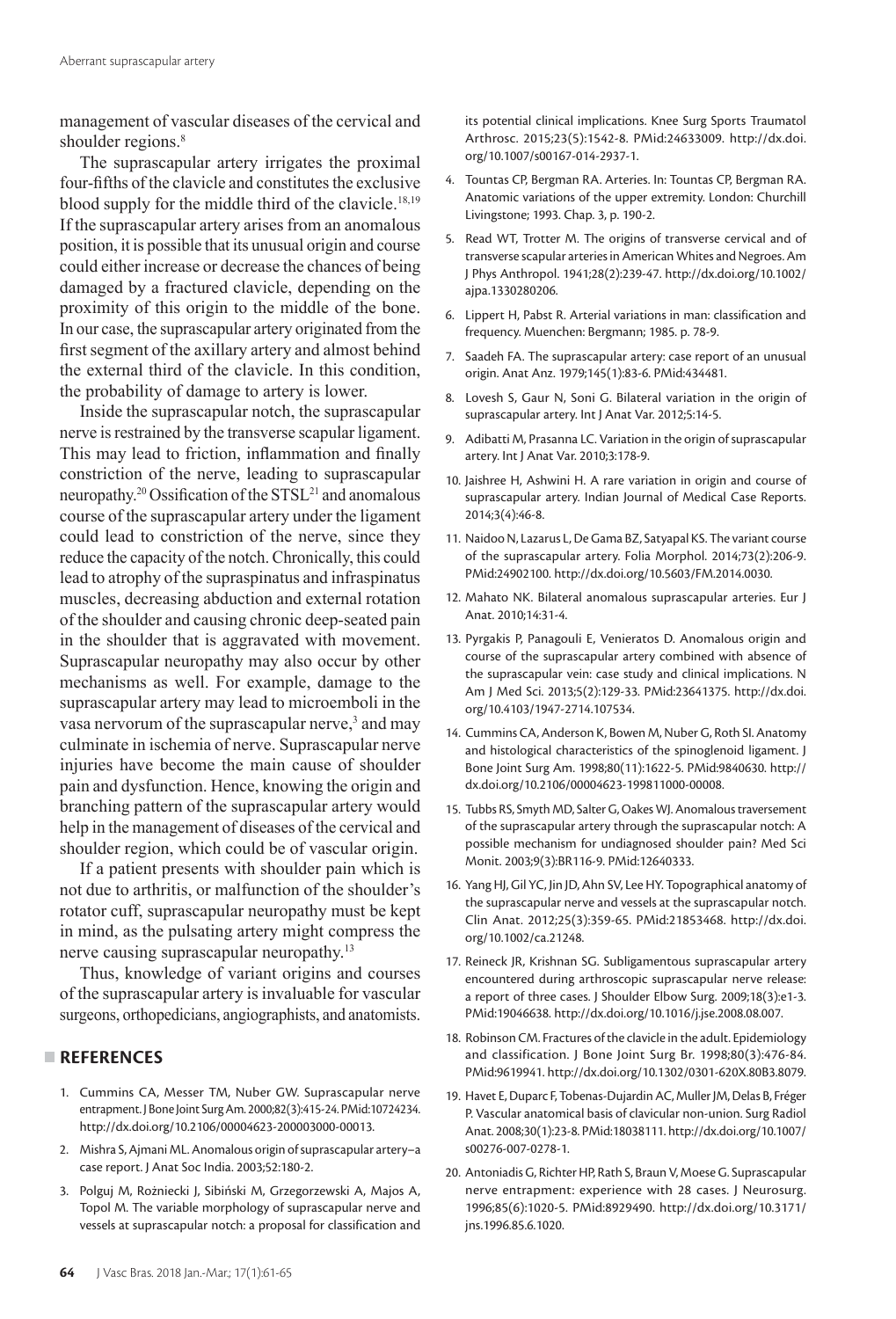management of vascular diseases of the cervical and shoulder regions.[8]

The suprascapular artery irrigates the proximal four-fifths of the clavicle and constitutes the exclusive blood supply for the middle third of the clavicle.[18,19] If the suprascapular artery arises from an anomalous position, it is possible that its unusual origin and course could either increase or decrease the chances of being damaged by a fractured clavicle, depending on the proximity of this origin to the middle of the bone. In our case, the suprascapular artery originated from the first segment of the axillary artery and almost behind the external third of the clavicle. In this condition, the probability of damage to artery is lower.

Inside the suprascapular notch, the suprascapular nerve is restrained by the transverse scapular ligament. This may lead to friction, inflammation and finally constriction of the nerve, leading to suprascapular neuropathy.[20] Ossification of the STSL[21] and anomalous course of the suprascapular artery under the ligament could lead to constriction of the nerve, since they reduce the capacity of the notch. Chronically, this could lead to atrophy of the supraspinatus and infraspinatus muscles, decreasing abduction and external rotation of the shoulder and causing chronic deep-seated pain in the shoulder that is aggravated with movement. Suprascapular neuropathy may also occur by other mechanisms as well. For example, damage to the suprascapular artery may lead to microemboli in the vasa nervorum of the suprascapular nerve,[3] and may culminate in ischemia of nerve. Suprascapular nerve injuries have become the main cause of shoulder pain and dysfunction. Hence, knowing the origin and branching pattern of the suprascapular artery would help in the management of diseases of the cervical and shoulder region, which could be of vascular origin.

If a patient presents with shoulder pain which is not due to arthritis, or malfunction of the shoulder's rotator cuff, suprascapular neuropathy must be kept in mind, as the pulsating artery might compress the nerve causing suprascapular neuropathy.[13]

Thus, knowledge of variant origins and courses of the suprascapular artery is invaluable for vascular surgeons, orthopedicians, angiographists, and anatomists.

## REFERENCES

1. Cummins CA, Messer TM, Nuber GW. Suprascapular nerve entrapment. J Bone Joint Surg Am. 2000;82(3):415-24. PMid:10724234. http://dx.doi.org/10.2106/00004623-200003000-00013.
2. Mishra S, Ajmani ML. Anomalous origin of suprascapular artery–a case report. J Anat Soc India. 2003;52:180-2.
3. Polguj M, Rożniecki J, Sibiński M, Grzegorzewski A, Majos A, Topol M. The variable morphology of suprascapular nerve and vessels at suprascapular notch: a proposal for classification and its potential clinical implications. Knee Surg Sports Traumatol Arthrosc. 2015;23(5):1542-8. PMid:24633009. http://dx.doi.org/10.1007/s00167-014-2937-1.
4. Tountas CP, Bergman RA. Arteries. In: Tountas CP, Bergman RA. Anatomic variations of the upper extremity. London: Churchill Livingstone; 1993. Chap. 3, p. 190-2.
5. Read WT, Trotter M. The origins of transverse cervical and of transverse scapular arteries in American Whites and Negroes. Am J Phys Anthropol. 1941;28(2):239-47. http://dx.doi.org/10.1002/ajpa.1330280206.
6. Lippert H, Pabst R. Arterial variations in man: classification and frequency. Muenchen: Bergmann; 1985. p. 78-9.
7. Saadeh FA. The suprascapular artery: case report of an unusual origin. Anat Anz. 1979;145(1):83-6. PMid:434481.
8. Lovesh S, Gaur N, Soni G. Bilateral variation in the origin of suprascapular artery. Int J Anat Var. 2012;5:14-5.
9. Adibatti M, Prasanna LC. Variation in the origin of suprascapular artery. Int J Anat Var. 2010;3:178-9.
10. Jaishree H, Ashwini H. A rare variation in origin and course of suprascapular artery. Indian Journal of Medical Case Reports. 2014;3(4):46-8.
11. Naidoo N, Lazarus L, De Gama BZ, Satyapal KS. The variant course of the suprascapular artery. Folia Morphol. 2014;73(2):206-9. PMid:24902100. http://dx.doi.org/10.5603/FM.2014.0030.
12. Mahato NK. Bilateral anomalous suprascapular arteries. Eur J Anat. 2010;14:31-4.
13. Pyrgakis P, Panagouli E, Venieratos D. Anomalous origin and course of the suprascapular artery combined with absence of the suprascapular vein: case study and clinical implications. N Am J Med Sci. 2013;5(2):129-33. PMid:23641375. http://dx.doi.org/10.4103/1947-2714.107534.
14. Cummins CA, Anderson K, Bowen M, Nuber G, Roth SI. Anatomy and histological characteristics of the spinoglenoid ligament. J Bone Joint Surg Am. 1998;80(11):1622-5. PMid:9840630. http://dx.doi.org/10.2106/00004623-199811000-00008.
15. Tubbs RS, Smyth MD, Salter G, Oakes WJ. Anomalous traversement of the suprascapular artery through the suprascapular notch: A possible mechanism for undiagnosed shoulder pain? Med Sci Monit. 2003;9(3):BR116-9. PMid:12640333.
16. Yang HJ, Gil YC, Jin JD, Ahn SV, Lee HY. Topographical anatomy of the suprascapular nerve and vessels at the suprascapular notch. Clin Anat. 2012;25(3):359-65. PMid:21853468. http://dx.doi.org/10.1002/ca.21248.
17. Reineck JR, Krishnan SG. Subligamentous suprascapular artery encountered during arthroscopic suprascapular nerve release: a report of three cases. J Shoulder Elbow Surg. 2009;18(3):e1-3. PMid:19046638. http://dx.doi.org/10.1016/j.jse.2008.08.007.
18. Robinson CM. Fractures of the clavicle in the adult. Epidemiology and classification. J Bone Joint Surg Br. 1998;80(3):476-84. PMid:9619941. http://dx.doi.org/10.1302/0301-620X.80B3.8079.
19. Havet E, Duparc F, Tobenas-Dujardin AC, Muller JM, Delas B, Fréger P. Vascular anatomical basis of clavicular non-union. Surg Radiol Anat. 2008;30(1):23-8. PMid:18038111. http://dx.doi.org/10.1007/s00276-007-0278-1.
20. Antoniadis G, Richter HP, Rath S, Braun V, Moese G. Suprascapular nerve entrapment: experience with 28 cases. J Neurosurg. 1996;85(6):1020-5. PMid:8929490. http://dx.doi.org/10.3171/jns.1996.85.6.1020.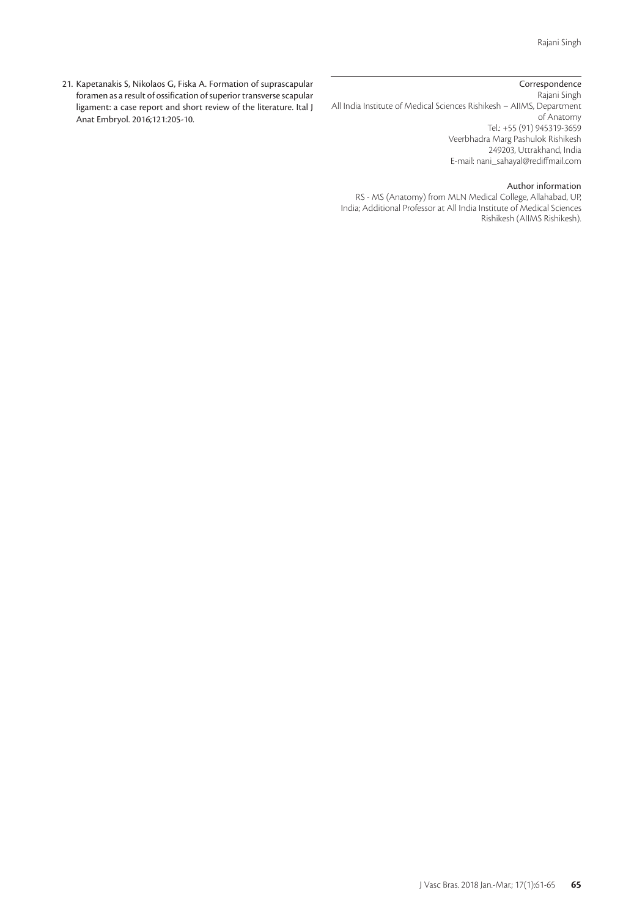21. Kapetanakis S, Nikolaos G, Fiska A. Formation of suprascapular foramen as a result of ossification of superior transverse scapular ligament: a case report and short review of the literature. Ital J Anat Embryol. 2016;121:205-10.

Correspondence
Rajani Singh
All India Institute of Medical Sciences Rishikesh – AIIMS, Department of Anatomy
Tel.: +55 (91) 945319-3659
Veerbhadra Marg Pashulok Rishikesh
249203, Uttrakhand, India
E-mail: nani_sahayal@rediffmail.com

Author information
RS - MS (Anatomy) from MLN Medical College, Allahabad, UP, India; Additional Professor at All India Institute of Medical Sciences Rishikesh (AIIMS Rishikesh).